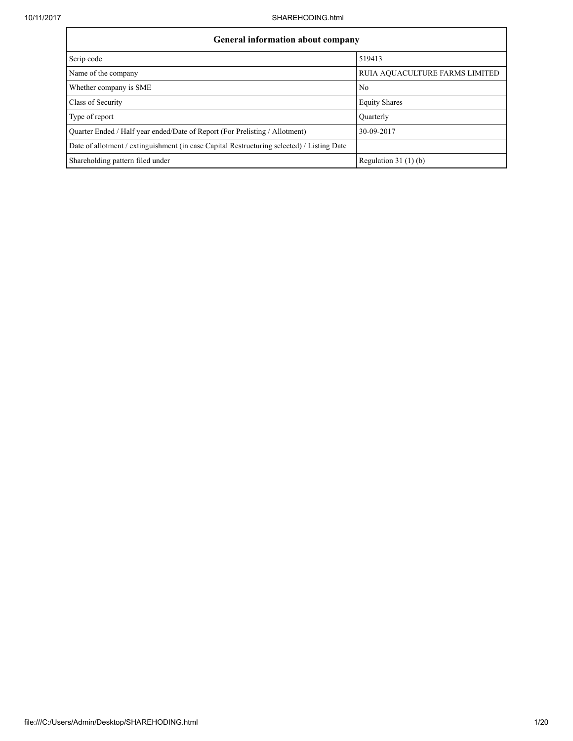| General information about company | |
|---|---|
| Scrip code | 519413 |
| Name of the company | RUIA AQUACULTURE FARMS LIMITED |
| Whether company is SME | No |
| Class of Security | Equity Shares |
| Type of report | Quarterly |
| Quarter Ended / Half year ended/Date of Report (For Prelisting / Allotment) | 30-09-2017 |
| Date of allotment / extinguishment (in case Capital Restructuring selected) / Listing Date | |
| Shareholding pattern filed under | Regulation 31 (1) (b) |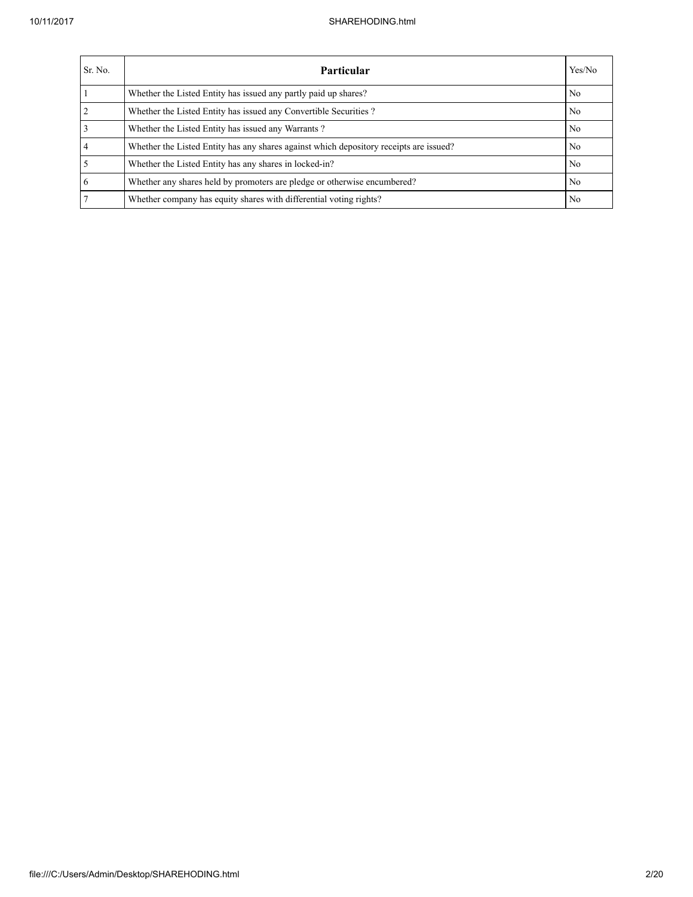| Sr. No. | Particular | Yes/No |
|---|---|---|
| 1 | Whether the Listed Entity has issued any partly paid up shares? | No |
| 2 | Whether the Listed Entity has issued any Convertible Securities ? | No |
| 3 | Whether the Listed Entity has issued any Warrants ? | No |
| 4 | Whether the Listed Entity has any shares against which depository receipts are issued? | No |
| 5 | Whether the Listed Entity has any shares in locked-in? | No |
| 6 | Whether any shares held by promoters are pledge or otherwise encumbered? | No |
| 7 | Whether company has equity shares with differential voting rights? | No |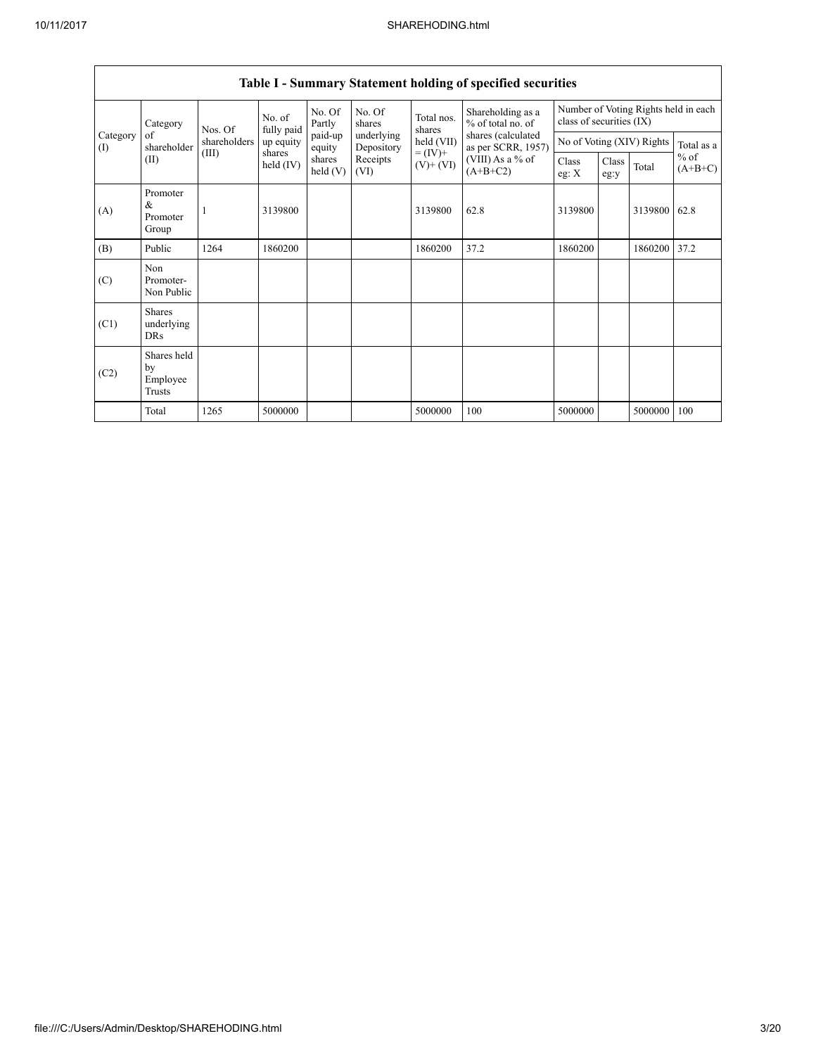## Table I - Summary Statement holding of specified securities

| Category (I) | Category of shareholder (II) | Nos. Of shareholders (III) | No. of fully paid up equity shares held (IV) | No. Of Partly paid-up equity shares held (V) | No. Of shares underlying Depository Receipts (VI) | Total nos. shares held (VII) = (IV)+ (V)+ (VI) | Shareholding as a % of total no. of shares (calculated as per SCRR, 1957) (VIII) As a % of (A+B+C2) | Number of Voting Rights held in each class of securities (IX) | | | |
|---|---|---|---|---|---|---|---|---|---|---|---|
| | | | | | | | | No of Voting (XIV) Rights | | | Total as a % of (A+B+C) |
| | | | | | | | | Class eg: X | Class eg:y | Total | |
| (A) | Promoter & Promoter Group | 1 | 3139800 | | | 3139800 | 62.8 | 3139800 | | 3139800 | 62.8 |
| (B) | Public | 1264 | 1860200 | | | 1860200 | 37.2 | 1860200 | | 1860200 | 37.2 |
| (C) | Non Promoter- Non Public | | | | | | | | | | |
| (C1) | Shares underlying DRs | | | | | | | | | | |
| (C2) | Shares held by Employee Trusts | | | | | | | | | | |
| | Total | 1265 | 5000000 | | | 5000000 | 100 | 5000000 | | 5000000 | 100 |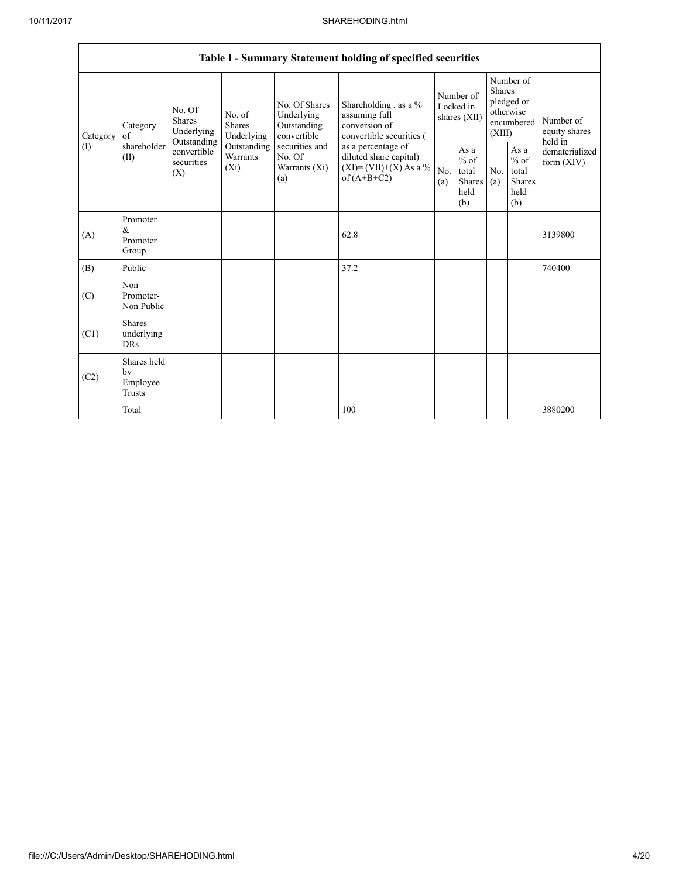## Table I - Summary Statement holding of specified securities

| Category (I) | Category of shareholder (II) | No. Of Shares Underlying Outstanding convertible securities (X) | No. of Shares Underlying Outstanding Warrants (Xi) | No. Of Shares Underlying Outstanding convertible securities and No. Of Warrants (Xi) (a) | Shareholding , as a % assuming full conversion of convertible securities ( as a percentage of diluted share capital) (XI)= (VII)+(X) As a % of (A+B+C2) | Number of Locked in shares (XII) | | Number of Shares pledged or otherwise encumbered (XIII) | | Number of equity shares held in dematerialized form (XIV) |
|---|---|---|---|---|---|---|---|---|---|---|
| | | | | | | No. (a) | As a % of total Shares held (b) | No. (a) | As a % of total Shares held (b) | |
| (A) | Promoter & Promoter Group | | | | 62.8 | | | | | 3139800 |
| (B) | Public | | | | 37.2 | | | | | 740400 |
| (C) | Non Promoter- Non Public | | | | | | | | | |
| (C1) | Shares underlying DRs | | | | | | | | | |
| (C2) | Shares held by Employee Trusts | | | | | | | | | |
| | Total | | | | 100 | | | | | 3880200 |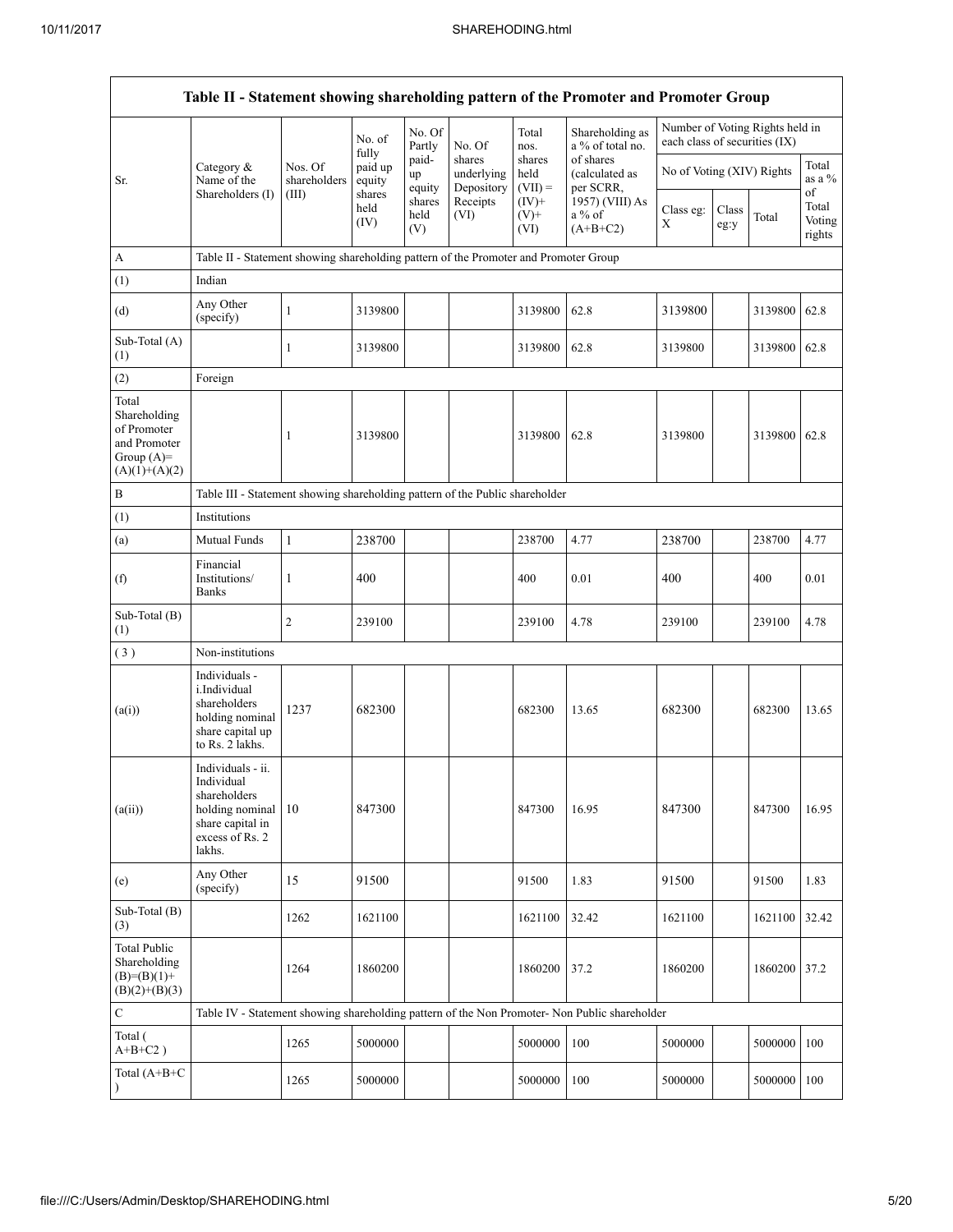| Table II - Statement showing shareholding pattern of the Promoter and Promoter Group | | | | | | | | | | | | |
|---|---|---|---|---|---|---|---|---|---|---|---|---|
| Sr. | Category & Name of the Shareholders (I) | Nos. Of shareholders (III) | No. of fully paid up equity shares held (IV) | No. Of Partly paid-up equity shares held (V) | No. Of shares underlying Depository Receipts (VI) | Total nos. shares held (VII) = (IV)+ (V)+ (VI) | Shareholding as a % of total no. of shares (calculated as per SCRR, 1957) (VIII) As a % of (A+B+C2) | Number of Voting Rights held in each class of securities (IX) | | | |
| | | | | | | | | No of Voting (XIV) Rights | | | Total as a % of Total Voting rights |
| | | | | | | | | Class eg: X | Class eg:y | Total | |
| A | Table II - Statement showing shareholding pattern of the Promoter and Promoter Group | | | | | | | | | | |
| (1) | Indian | | | | | | | | | | |
| (d) | Any Other (specify) | 1 | 3139800 | | | 3139800 | 62.8 | 3139800 | | 3139800 | 62.8 |
| Sub-Total (A) (1) | | 1 | 3139800 | | | 3139800 | 62.8 | 3139800 | | 3139800 | 62.8 |
| (2) | Foreign | | | | | | | | | | |
| Total Shareholding of Promoter and Promoter Group (A)= (A)(1)+(A)(2) | | 1 | 3139800 | | | 3139800 | 62.8 | 3139800 | | 3139800 | 62.8 |
| B | Table III - Statement showing shareholding pattern of the Public shareholder | | | | | | | | | | |
| (1) | Institutions | | | | | | | | | | |
| (a) | Mutual Funds | 1 | 238700 | | | 238700 | 4.77 | 238700 | | 238700 | 4.77 |
| (f) | Financial Institutions/ Banks | 1 | 400 | | | 400 | 0.01 | 400 | | 400 | 0.01 |
| Sub-Total (B) (1) | | 2 | 239100 | | | 239100 | 4.78 | 239100 | | 239100 | 4.78 |
| (3) | Non-institutions | | | | | | | | | | |
| (a(i)) | Individuals - i.Individual shareholders holding nominal share capital up to Rs. 2 lakhs. | 1237 | 682300 | | | 682300 | 13.65 | 682300 | | 682300 | 13.65 |
| (a(ii)) | Individuals - ii. Individual shareholders holding nominal share capital in excess of Rs. 2 lakhs. | 10 | 847300 | | | 847300 | 16.95 | 847300 | | 847300 | 16.95 |
| (e) | Any Other (specify) | 15 | 91500 | | | 91500 | 1.83 | 91500 | | 91500 | 1.83 |
| Sub-Total (B) (3) | | 1262 | 1621100 | | | 1621100 | 32.42 | 1621100 | | 1621100 | 32.42 |
| Total Public Shareholding (B)=(B)(1)+ (B)(2)+(B)(3) | | 1264 | 1860200 | | | 1860200 | 37.2 | 1860200 | | 1860200 | 37.2 |
| C | Table IV - Statement showing shareholding pattern of the Non Promoter- Non Public shareholder | | | | | | | | | | |
| Total ( A+B+C2 ) | | 1265 | 5000000 | | | 5000000 | 100 | 5000000 | | 5000000 | 100 |
| Total (A+B+C ) | | 1265 | 5000000 | | | 5000000 | 100 | 5000000 | | 5000000 | 100 |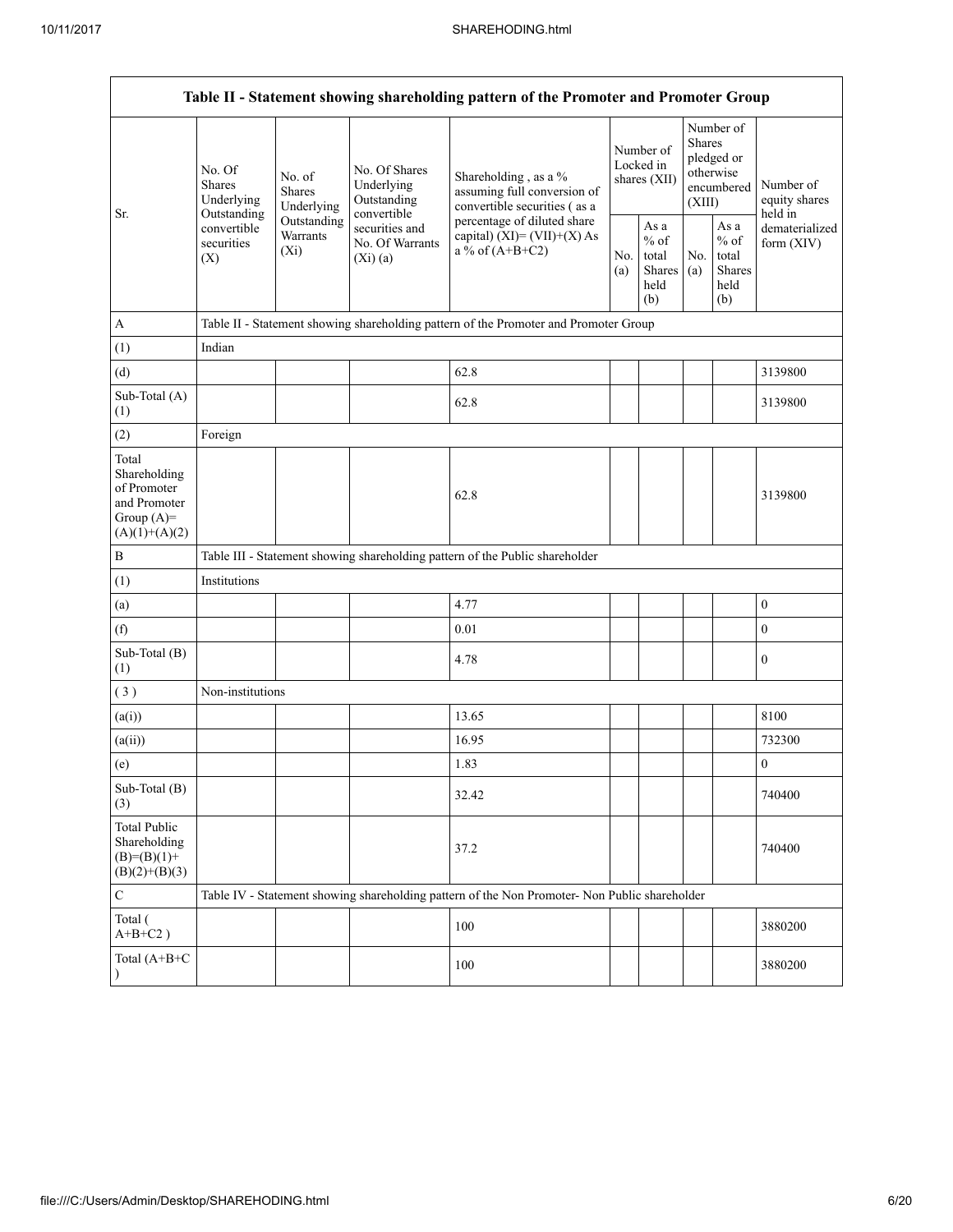| Table II - Statement showing shareholding pattern of the Promoter and Promoter Group | | | | | | | | | |
|---|---|---|---|---|---|---|---|---|---|
| Sr. | No. Of Shares Underlying Outstanding convertible securities (X) | No. of Shares Underlying Outstanding Warrants (Xi) | No. Of Shares Underlying Outstanding convertible securities and No. Of Warrants (Xi) (a) | Shareholding , as a % assuming full conversion of convertible securities ( as a percentage of diluted share capital) (XI)= (VII)+(X) As a % of (A+B+C2) | Number of Locked in shares (XII) | | Number of Shares pledged or otherwise encumbered (XIII) | | Number of equity shares held in dematerialized form (XIV) |
| | | | | | No. (a) | As a % of total Shares held (b) | No. (a) | As a % of total Shares held (b) | |
| A | Table II - Statement showing shareholding pattern of the Promoter and Promoter Group | | | | | | | | |
| (1) | Indian | | | | | | | | |
| (d) | | | | 62.8 | | | | | 3139800 |
| Sub-Total (A) (1) | | | | 62.8 | | | | | 3139800 |
| (2) | Foreign | | | | | | | | |
| Total Shareholding of Promoter and Promoter Group (A)= (A)(1)+(A)(2) | | | | 62.8 | | | | | 3139800 |
| B | Table III - Statement showing shareholding pattern of the Public shareholder | | | | | | | | |
| (1) | Institutions | | | | | | | | |
| (a) | | | | 4.77 | | | | | 0 |
| (f) | | | | 0.01 | | | | | 0 |
| Sub-Total (B) (1) | | | | 4.78 | | | | | 0 |
| ( 3 ) | Non-institutions | | | | | | | | |
| (a(i)) | | | | 13.65 | | | | | 8100 |
| (a(ii)) | | | | 16.95 | | | | | 732300 |
| (e) | | | | 1.83 | | | | | 0 |
| Sub-Total (B) (3) | | | | 32.42 | | | | | 740400 |
| Total Public Shareholding (B)=(B)(1)+ (B)(2)+(B)(3) | | | | 37.2 | | | | | 740400 |
| C | Table IV - Statement showing shareholding pattern of the Non Promoter- Non Public shareholder | | | | | | | | |
| Total ( A+B+C2 ) | | | | 100 | | | | | 3880200 |
| Total (A+B+C ) | | | | 100 | | | | | 3880200 |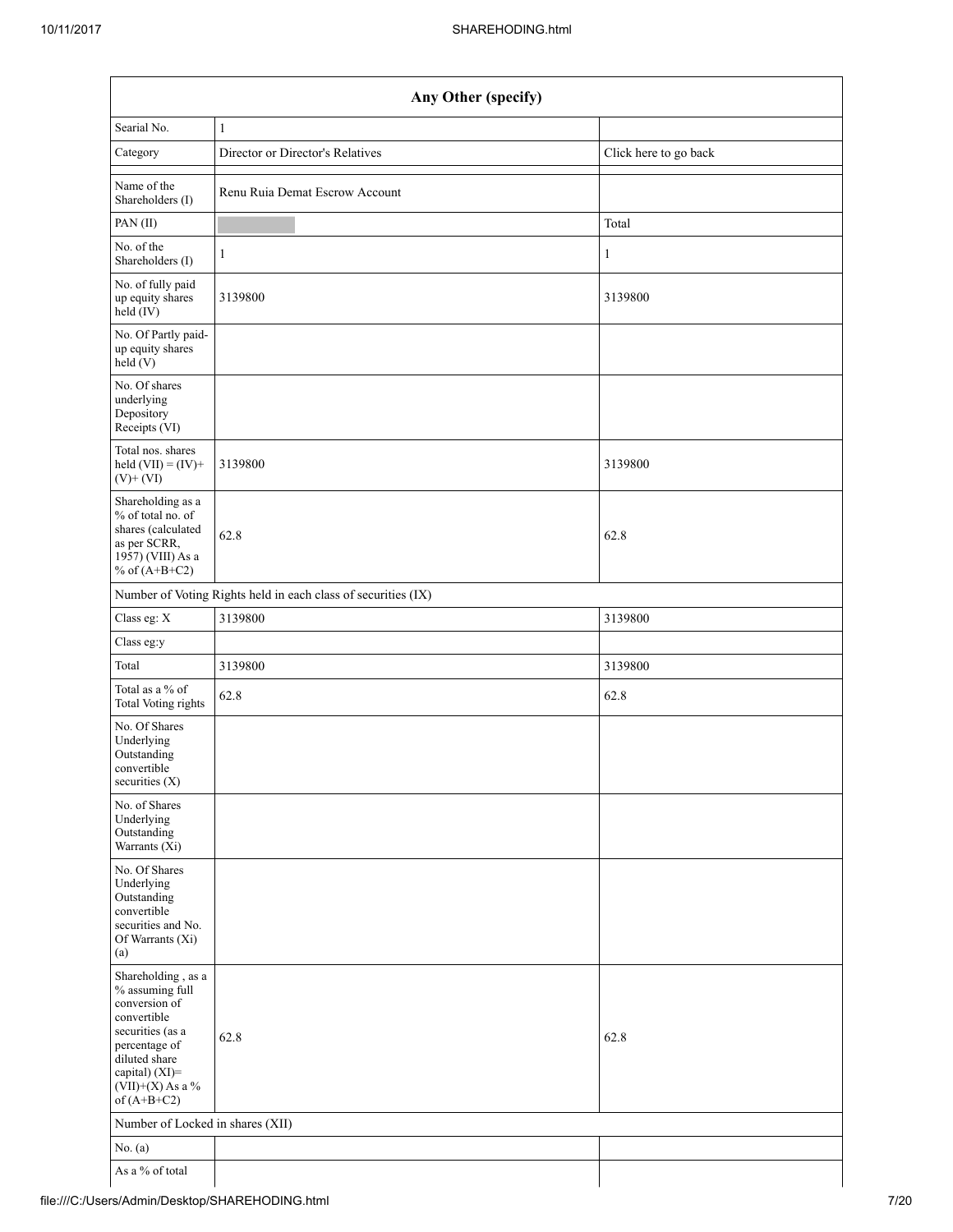| Any Other (specify) | | |
|---|---|---|
| Searial No. | 1 | |
| Category | Director or Director's Relatives | Click here to go back |
| Name of the Shareholders (I) | Renu Ruia Demat Escrow Account | |
| PAN (II) | | Total |
| No. of the Shareholders (I) | 1 | 1 |
| No. of fully paid up equity shares held (IV) | 3139800 | 3139800 |
| No. Of Partly paid-up equity shares held (V) | | |
| No. Of shares underlying Depository Receipts (VI) | | |
| Total nos. shares held (VII) = (IV)+ (V)+ (VI) | 3139800 | 3139800 |
| Shareholding as a % of total no. of shares (calculated as per SCRR, 1957) (VIII) As a % of (A+B+C2) | 62.8 | 62.8 |
| Number of Voting Rights held in each class of securities (IX) | | |
| Class eg: X | 3139800 | 3139800 |
| Class eg:y | | |
| Total | 3139800 | 3139800 |
| Total as a % of Total Voting rights | 62.8 | 62.8 |
| No. Of Shares Underlying Outstanding convertible securities (X) | | |
| No. of Shares Underlying Outstanding Warrants (Xi) | | |
| No. Of Shares Underlying Outstanding convertible securities and No. Of Warrants (Xi) (a) | | |
| Shareholding , as a % assuming full conversion of convertible securities (as a percentage of diluted share capital) (XI)= (VII)+(X) As a % of (A+B+C2) | 62.8 | 62.8 |
| Number of Locked in shares (XII) | | |
| No. (a) | | |
| As a % of total | | |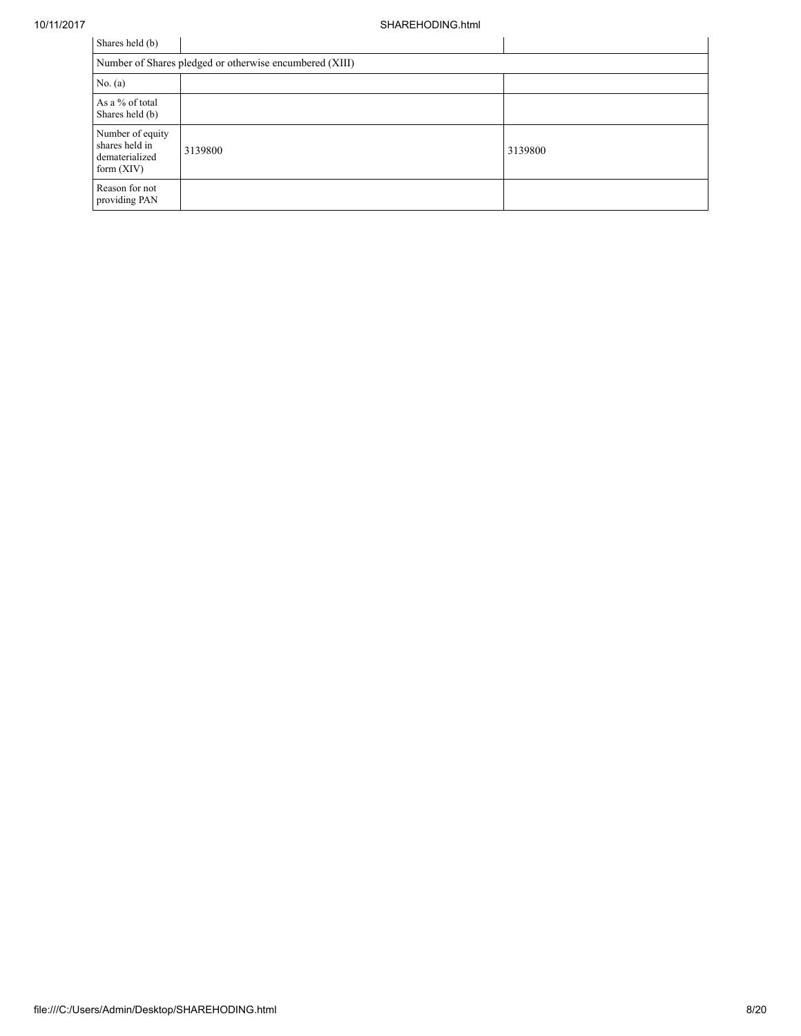| Shares held (b) | | |
| --- | --- | --- |
| Number of Shares pledged or otherwise encumbered (XIII) | | |
| No. (a) | | |
| As a % of total Shares held (b) | | |
| Number of equity shares held in dematerialized form (XIV) | 3139800 | 3139800 |
| Reason for not providing PAN | | |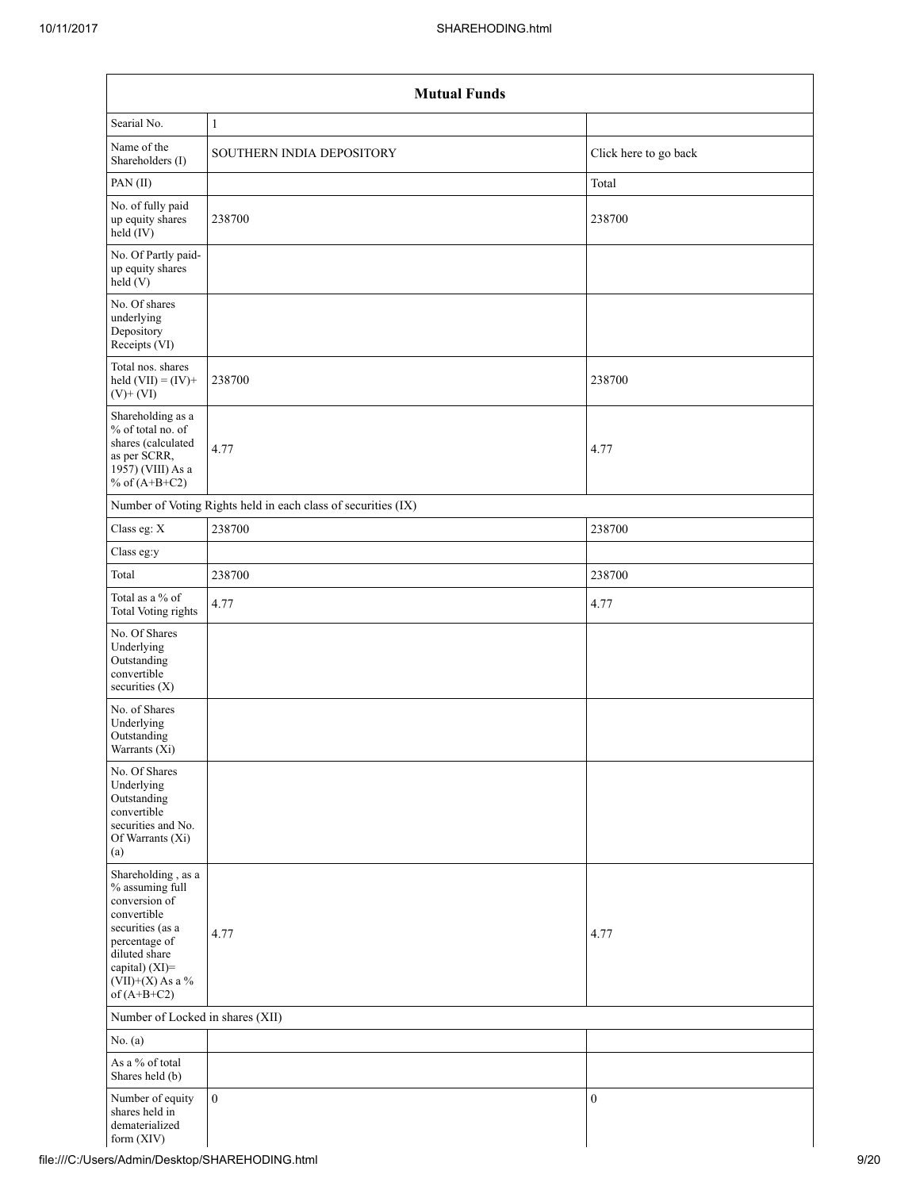| Mutual Funds | | |
|---|---|---|
| Searial No. | 1 | |
| Name of the Shareholders (I) | SOUTHERN INDIA DEPOSITORY | Click here to go back |
| PAN (II) | | Total |
| No. of fully paid up equity shares held (IV) | 238700 | 238700 |
| No. Of Partly paid-up equity shares held (V) | | |
| No. Of shares underlying Depository Receipts (VI) | | |
| Total nos. shares held (VII) = (IV)+ (V)+ (VI) | 238700 | 238700 |
| Shareholding as a % of total no. of shares (calculated as per SCRR, 1957) (VIII) As a % of (A+B+C2) | 4.77 | 4.77 |
| Number of Voting Rights held in each class of securities (IX) | | |
| Class eg: X | 238700 | 238700 |
| Class eg:y | | |
| Total | 238700 | 238700 |
| Total as a % of Total Voting rights | 4.77 | 4.77 |
| No. Of Shares Underlying Outstanding convertible securities (X) | | |
| No. of Shares Underlying Outstanding Warrants (Xi) | | |
| No. Of Shares Underlying Outstanding convertible securities and No. Of Warrants (Xi) (a) | | |
| Shareholding , as a % assuming full conversion of convertible securities (as a percentage of diluted share capital) (XI)= (VII)+(X) As a % of (A+B+C2) | 4.77 | 4.77 |
| Number of Locked in shares (XII) | | |
| No. (a) | | |
| As a % of total Shares held (b) | | |
| Number of equity shares held in dematerialized form (XIV) | 0 | 0 |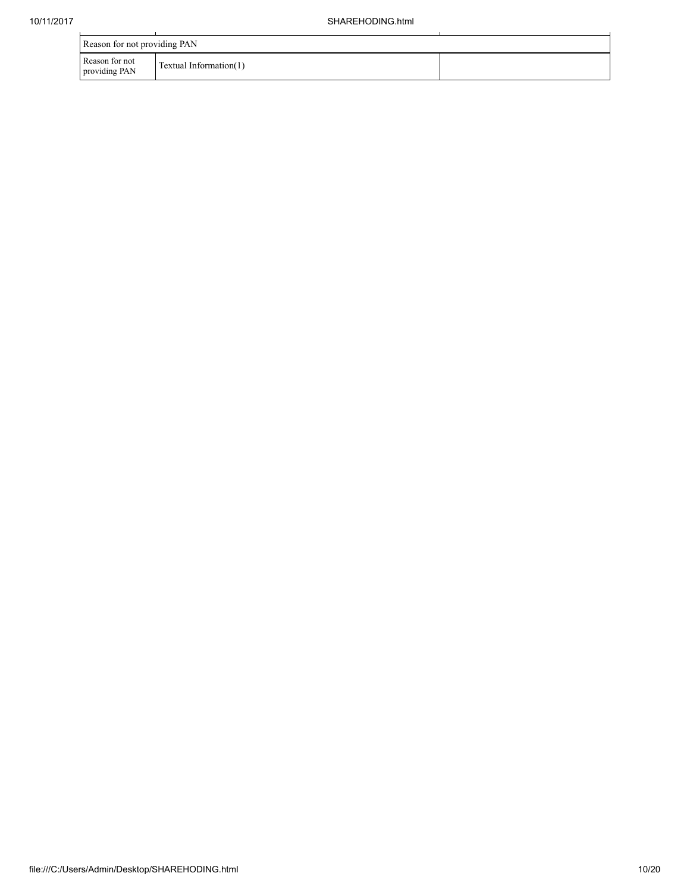| Reason for not providing PAN | | |
|---|---|---|
| Reason for not providing PAN | Textual Information(1) | |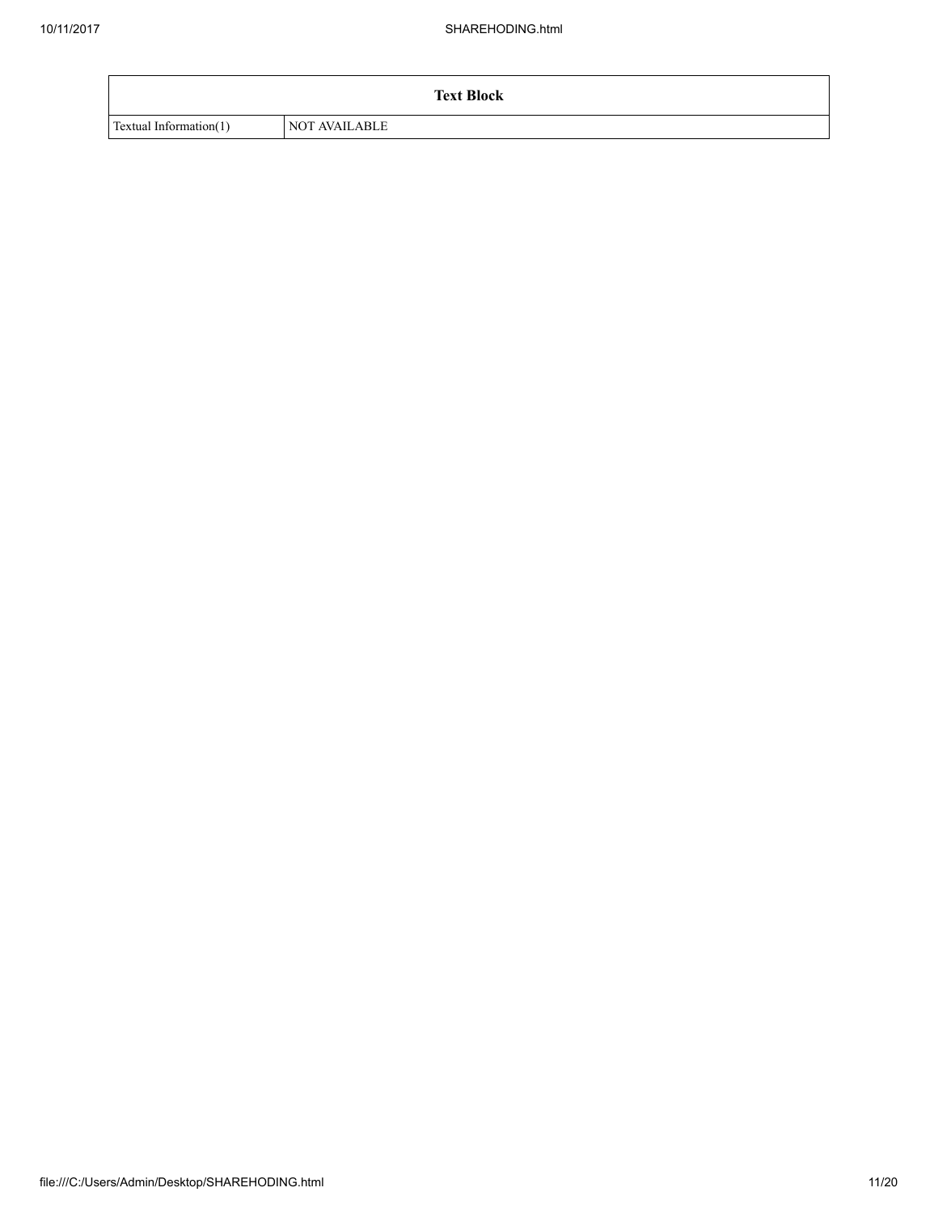| Text Block | |
|---|---|
| Textual Information(1) | NOT AVAILABLE |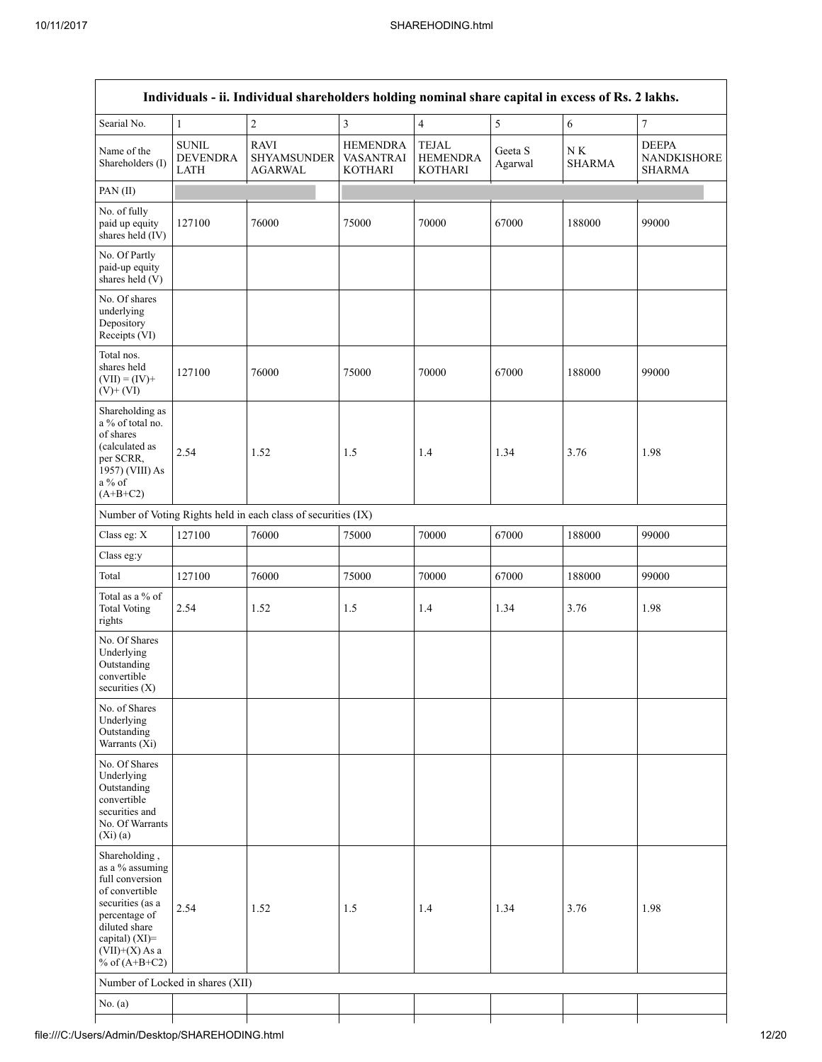| Individuals - ii. Individual shareholders holding nominal share capital in excess of Rs. 2 lakhs. | | | | | | | |
|---|---|---|---|---|---|---|---|
| Searial No. | 1 | 2 | 3 | 4 | 5 | 6 | 7 |
| Name of the Shareholders (I) | SUNIL DEVENDRA LATH | RAVI SHYAMSUNDER AGARWAL | HEMENDRA VASANTRAI KOTHARI | TEJAL HEMENDRA KOTHARI | Geeta S Agarwal | N K SHARMA | DEEPA NANDKISHORE SHARMA |
| PAN (II) | | | | | | | |
| No. of fully paid up equity shares held (IV) | 127100 | 76000 | 75000 | 70000 | 67000 | 188000 | 99000 |
| No. Of Partly paid-up equity shares held (V) | | | | | | | |
| No. Of shares underlying Depository Receipts (VI) | | | | | | | |
| Total nos. shares held (VII) = (IV)+ (V)+ (VI) | 127100 | 76000 | 75000 | 70000 | 67000 | 188000 | 99000 |
| Shareholding as a % of total no. of shares (calculated as per SCRR, 1957) (VIII) As a % of (A+B+C2) | 2.54 | 1.52 | 1.5 | 1.4 | 1.34 | 3.76 | 1.98 |
| Number of Voting Rights held in each class of securities (IX) | | | | | | | |
| Class eg: X | 127100 | 76000 | 75000 | 70000 | 67000 | 188000 | 99000 |
| Class eg:y | | | | | | | |
| Total | 127100 | 76000 | 75000 | 70000 | 67000 | 188000 | 99000 |
| Total as a % of Total Voting rights | 2.54 | 1.52 | 1.5 | 1.4 | 1.34 | 3.76 | 1.98 |
| No. Of Shares Underlying Outstanding convertible securities (X) | | | | | | | |
| No. of Shares Underlying Outstanding Warrants (Xi) | | | | | | | |
| No. Of Shares Underlying Outstanding convertible securities and No. Of Warrants (Xi) (a) | | | | | | | |
| Shareholding , as a % assuming full conversion of convertible securities (as a percentage of diluted share capital) (XI)= (VII)+(X) As a % of (A+B+C2) | 2.54 | 1.52 | 1.5 | 1.4 | 1.34 | 3.76 | 1.98 |
| Number of Locked in shares (XII) | | | | | | | |
| No. (a) | | | | | | | |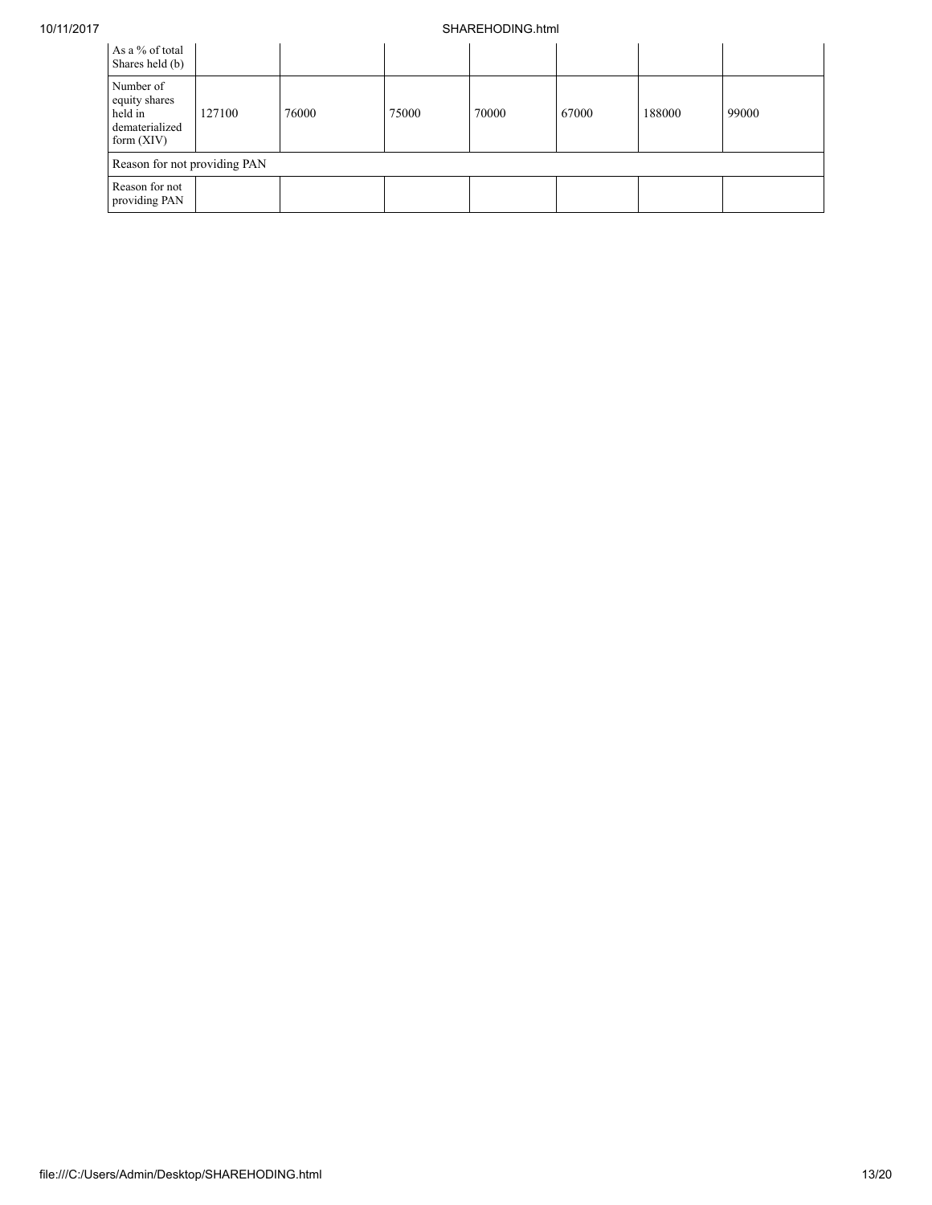| As a % of total Shares held (b) | | | | | | | |
|---|---|---|---|---|---|---|---|
| Number of equity shares held in dematerialized form (XIV) | 127100 | 76000 | 75000 | 70000 | 67000 | 188000 | 99000 |
| Reason for not providing PAN | | | | | | | |
| Reason for not providing PAN | | | | | | | |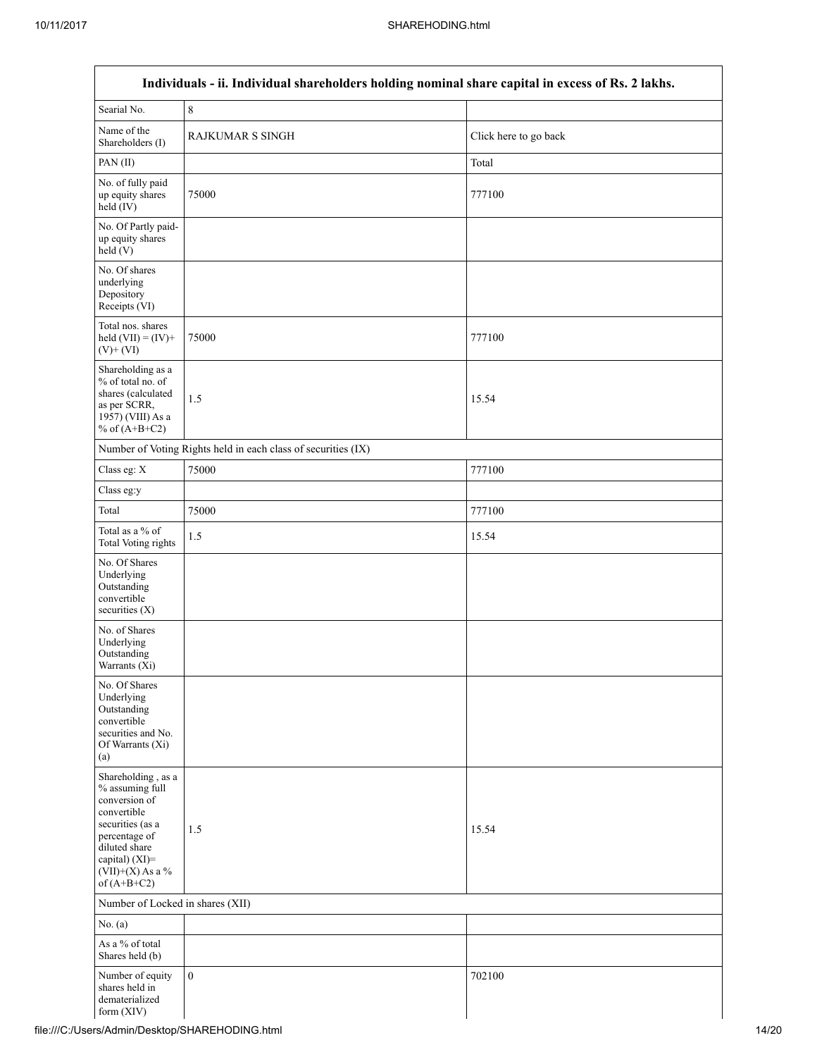| Individuals - ii. Individual shareholders holding nominal share capital in excess of Rs. 2 lakhs. | | |
|---|---|---|
| Searial No. | 8 | |
| Name of the Shareholders (I) | RAJKUMAR S SINGH | Click here to go back |
| PAN (II) | | Total |
| No. of fully paid up equity shares held (IV) | 75000 | 777100 |
| No. Of Partly paid-up equity shares held (V) | | |
| No. Of shares underlying Depository Receipts (VI) | | |
| Total nos. shares held (VII) = (IV)+ (V)+ (VI) | 75000 | 777100 |
| Shareholding as a % of total no. of shares (calculated as per SCRR, 1957) (VIII) As a % of (A+B+C2) | 1.5 | 15.54 |
| Number of Voting Rights held in each class of securities (IX) | | |
| Class eg: X | 75000 | 777100 |
| Class eg:y | | |
| Total | 75000 | 777100 |
| Total as a % of Total Voting rights | 1.5 | 15.54 |
| No. Of Shares Underlying Outstanding convertible securities (X) | | |
| No. of Shares Underlying Outstanding Warrants (Xi) | | |
| No. Of Shares Underlying Outstanding convertible securities and No. Of Warrants (Xi) (a) | | |
| Shareholding , as a % assuming full conversion of convertible securities (as a percentage of diluted share capital) (XI)= (VII)+(X) As a % of (A+B+C2) | 1.5 | 15.54 |
| Number of Locked in shares (XII) | | |
| No. (a) | | |
| As a % of total Shares held (b) | | |
| Number of equity shares held in dematerialized form (XIV) | 0 | 702100 |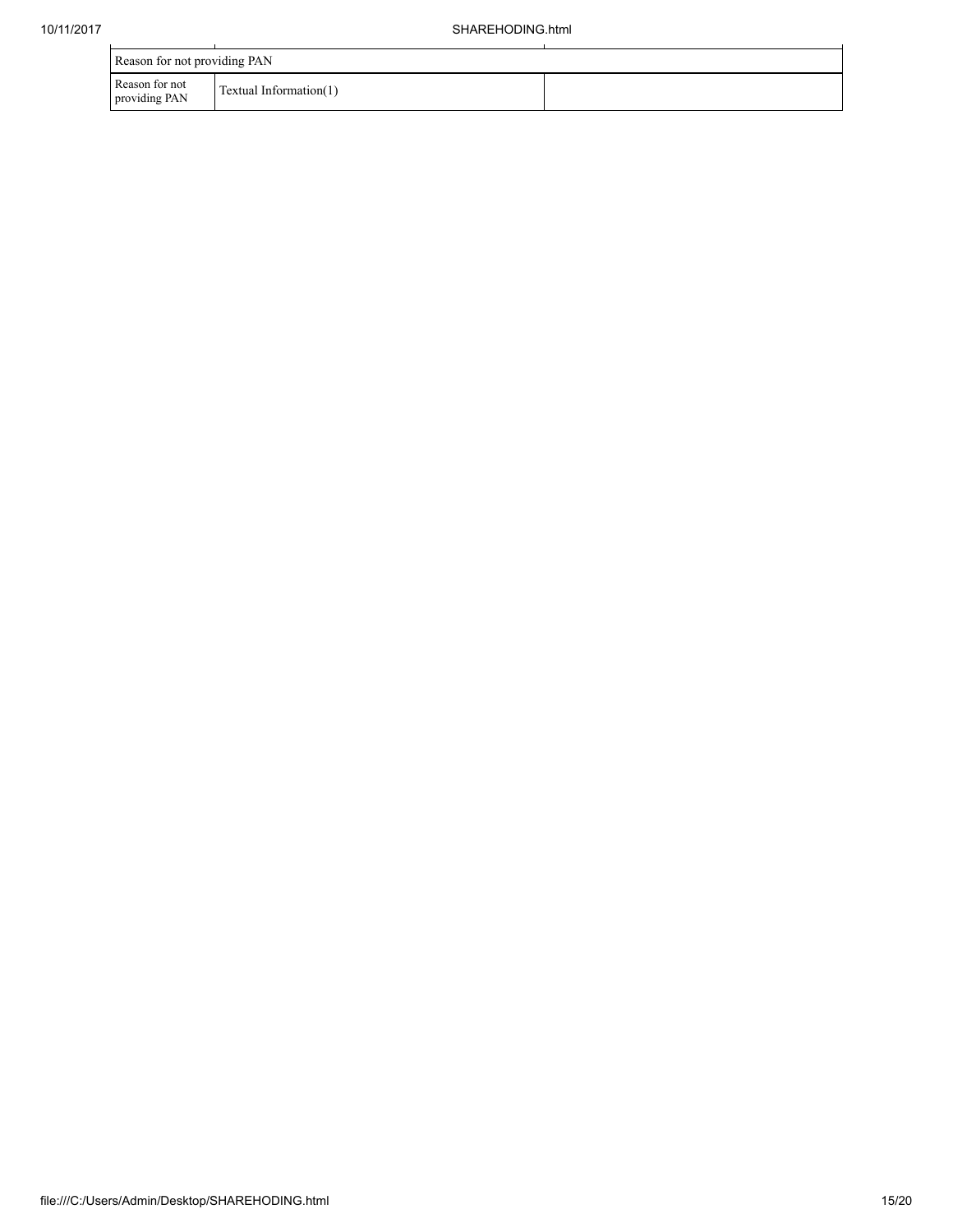| Reason for not providing PAN | | |
|---|---|---|
| Reason for not providing PAN | Textual Information(1) | |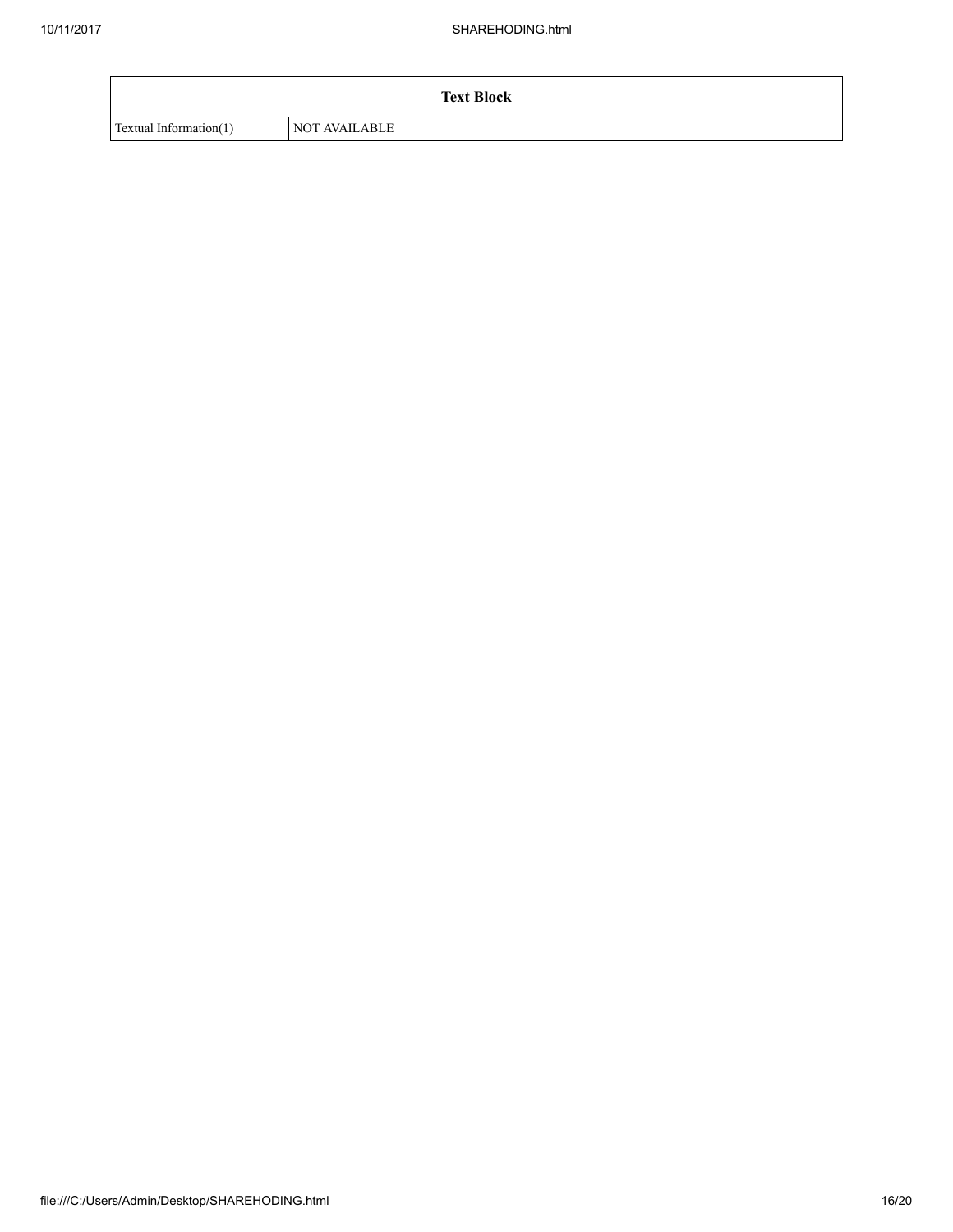| Text Block | |
| --- | --- |
| Textual Information(1) | NOT AVAILABLE |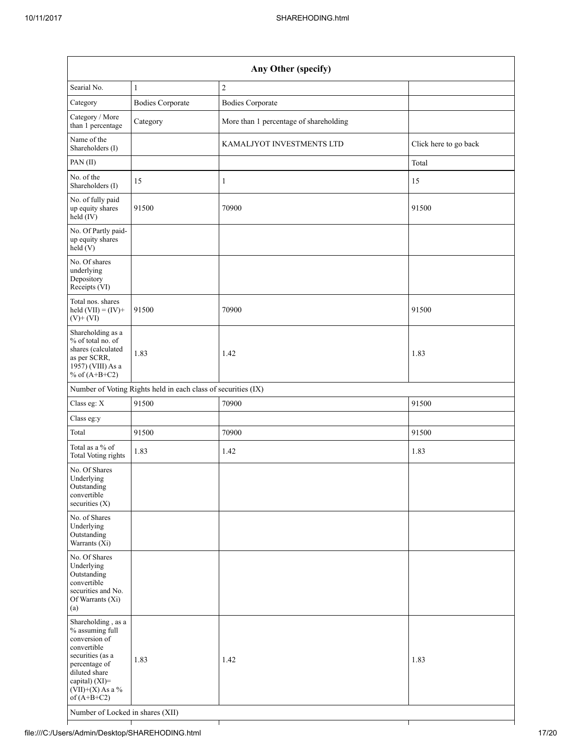| Any Other (specify) | | | |
|---|---|---|---|
| Searial No. | 1 | 2 | |
| Category | Bodies Corporate | Bodies Corporate | |
| Category / More than 1 percentage | Category | More than 1 percentage of shareholding | |
| Name of the Shareholders (I) | | KAMALJYOT INVESTMENTS LTD | Click here to go back |
| PAN (II) | | | Total |
| No. of the Shareholders (I) | 15 | 1 | 15 |
| No. of fully paid up equity shares held (IV) | 91500 | 70900 | 91500 |
| No. Of Partly paid-up equity shares held (V) | | | |
| No. Of shares underlying Depository Receipts (VI) | | | |
| Total nos. shares held (VII) = (IV)+(V)+ (VI) | 91500 | 70900 | 91500 |
| Shareholding as a % of total no. of shares (calculated as per SCRR, 1957) (VIII) As a % of (A+B+C2) | 1.83 | 1.42 | 1.83 |
| Number of Voting Rights held in each class of securities (IX) | | | |
| Class eg: X | 91500 | 70900 | 91500 |
| Class eg:y | | | |
| Total | 91500 | 70900 | 91500 |
| Total as a % of Total Voting rights | 1.83 | 1.42 | 1.83 |
| No. Of Shares Underlying Outstanding convertible securities (X) | | | |
| No. of Shares Underlying Outstanding Warrants (Xi) | | | |
| No. Of Shares Underlying Outstanding convertible securities and No. Of Warrants (Xi) (a) | | | |
| Shareholding , as a % assuming full conversion of convertible securities (as a percentage of diluted share capital) (XI)= (VII)+(X) As a % of (A+B+C2) | 1.83 | 1.42 | 1.83 |
| Number of Locked in shares (XII) | | | |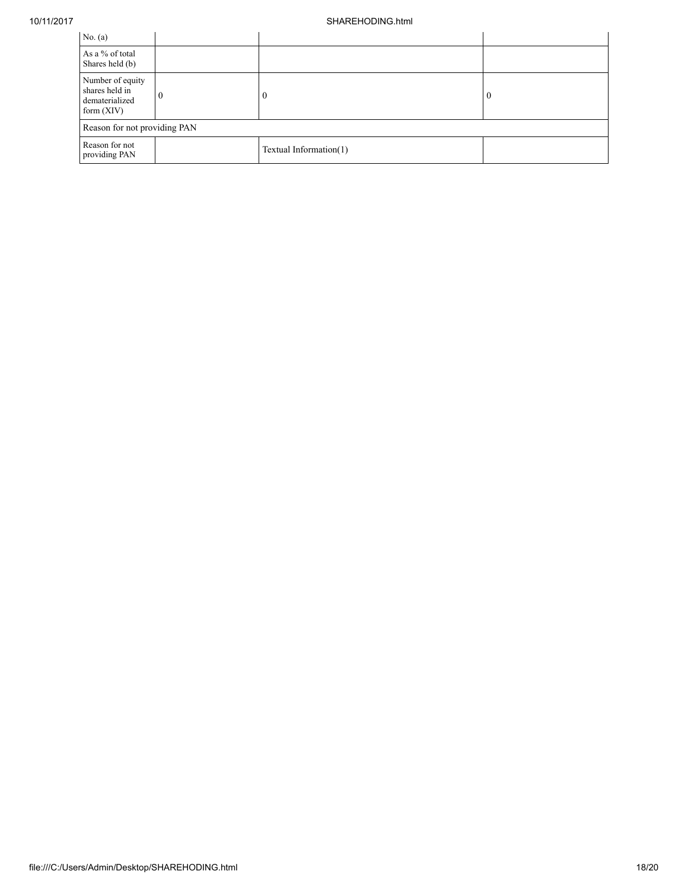| No. (a) | | | |
| --- | --- | --- | --- |
| As a % of total Shares held (b) | | | |
| Number of equity shares held in dematerialized form (XIV) | 0 | 0 | 0 |
| Reason for not providing PAN | | | |
| Reason for not providing PAN | | Textual Information(1) | |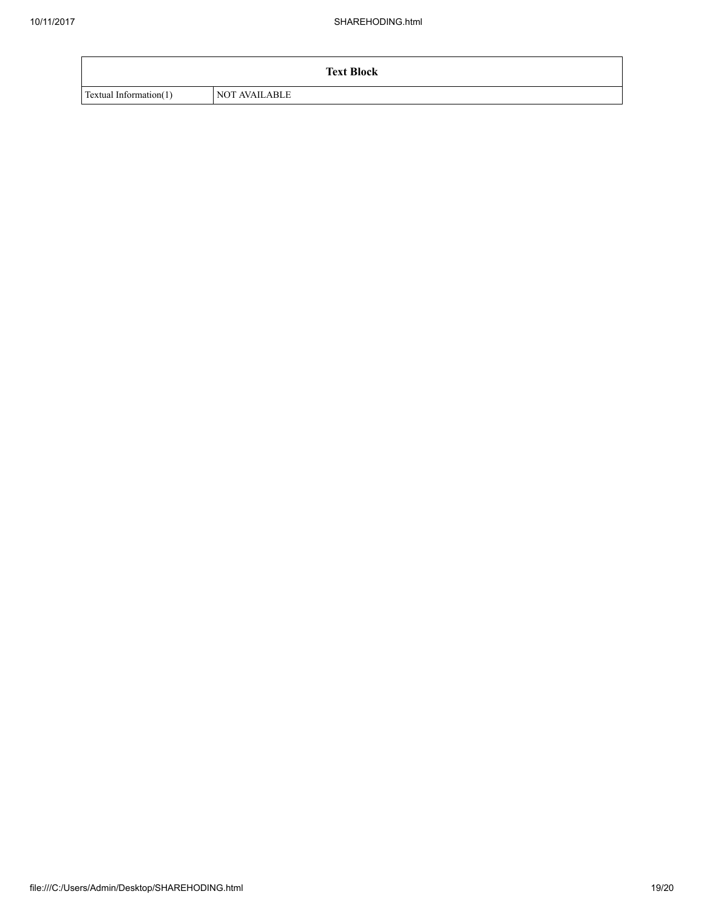| Text Block | |
|---|---|
| Textual Information(1) | NOT AVAILABLE |